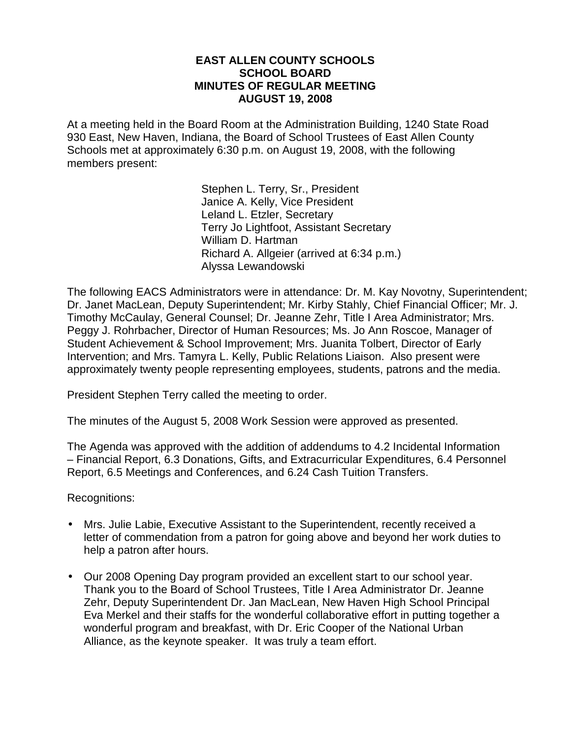# EAST ALLEN COUNTY SCHOOLS
## SCHOOL BOARD
## MINUTES OF REGULAR MEETING
## AUGUST 19, 2008

At a meeting held in the Board Room at the Administration Building, 1240 State Road 930 East, New Haven, Indiana, the Board of School Trustees of East Allen County Schools met at approximately 6:30 p.m. on August 19, 2008, with the following members present:

Stephen L. Terry, Sr., President
Janice A. Kelly, Vice President
Leland L. Etzler, Secretary
Terry Jo Lightfoot, Assistant Secretary
William D. Hartman
Richard A. Allgeier (arrived at 6:34 p.m.)
Alyssa Lewandowski

The following EACS Administrators were in attendance: Dr. M. Kay Novotny, Superintendent; Dr. Janet MacLean, Deputy Superintendent; Mr. Kirby Stahly, Chief Financial Officer; Mr. J. Timothy McCaulay, General Counsel; Dr. Jeanne Zehr, Title I Area Administrator; Mrs. Peggy J. Rohrbacher, Director of Human Resources; Ms. Jo Ann Roscoe, Manager of Student Achievement & School Improvement; Mrs. Juanita Tolbert, Director of Early Intervention; and Mrs. Tamyra L. Kelly, Public Relations Liaison. Also present were approximately twenty people representing employees, students, patrons and the media.

President Stephen Terry called the meeting to order.

The minutes of the August 5, 2008 Work Session were approved as presented.

The Agenda was approved with the addition of addendums to 4.2 Incidental Information – Financial Report, 6.3 Donations, Gifts, and Extracurricular Expenditures, 6.4 Personnel Report, 6.5 Meetings and Conferences, and 6.24 Cash Tuition Transfers.

Recognitions:

- Mrs. Julie Labie, Executive Assistant to the Superintendent, recently received a letter of commendation from a patron for going above and beyond her work duties to help a patron after hours.
- Our 2008 Opening Day program provided an excellent start to our school year. Thank you to the Board of School Trustees, Title I Area Administrator Dr. Jeanne Zehr, Deputy Superintendent Dr. Jan MacLean, New Haven High School Principal Eva Merkel and their staffs for the wonderful collaborative effort in putting together a wonderful program and breakfast, with Dr. Eric Cooper of the National Urban Alliance, as the keynote speaker. It was truly a team effort.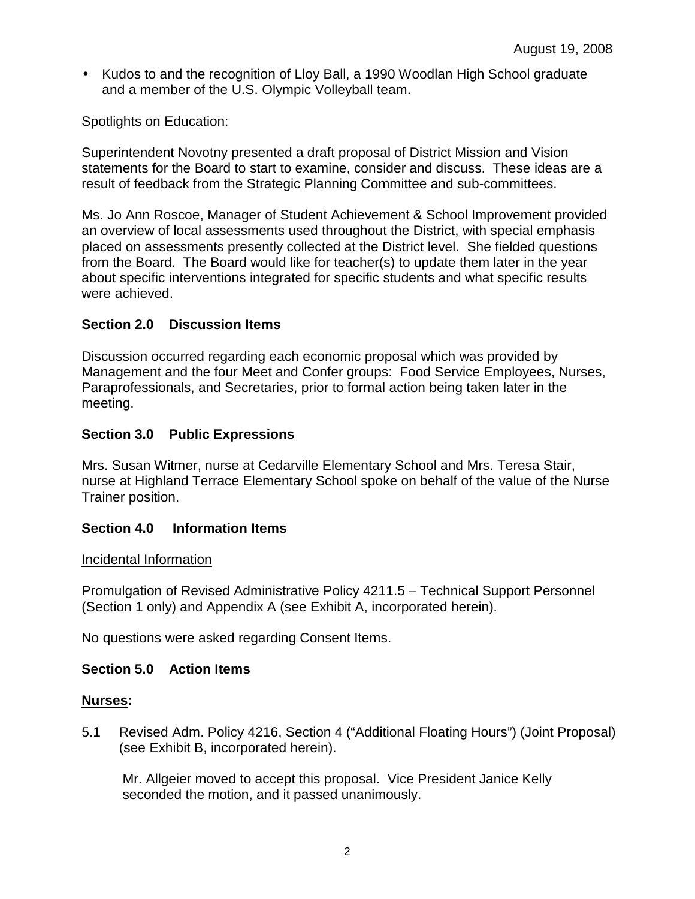- Kudos to and the recognition of Lloy Ball, a 1990 Woodlan High School graduate and a member of the U.S. Olympic Volleyball team.

Spotlights on Education:

Superintendent Novotny presented a draft proposal of District Mission and Vision statements for the Board to start to examine, consider and discuss. These ideas are a result of feedback from the Strategic Planning Committee and sub-committees.

Ms. Jo Ann Roscoe, Manager of Student Achievement & School Improvement provided an overview of local assessments used throughout the District, with special emphasis placed on assessments presently collected at the District level. She fielded questions from the Board. The Board would like for teacher(s) to update them later in the year about specific interventions integrated for specific students and what specific results were achieved.

## Section 2.0 Discussion Items

Discussion occurred regarding each economic proposal which was provided by Management and the four Meet and Confer groups: Food Service Employees, Nurses, Paraprofessionals, and Secretaries, prior to formal action being taken later in the meeting.

## Section 3.0 Public Expressions

Mrs. Susan Witmer, nurse at Cedarville Elementary School and Mrs. Teresa Stair, nurse at Highland Terrace Elementary School spoke on behalf of the value of the Nurse Trainer position.

## Section 4.0 Information Items

<u>Incidental Information</u>

Promulgation of Revised Administrative Policy 4211.5 – Technical Support Personnel (Section 1 only) and Appendix A (see Exhibit A, incorporated herein).

No questions were asked regarding Consent Items.

## Section 5.0 Action Items

**<u>Nurses</u>:**

5.1 Revised Adm. Policy 4216, Section 4 ("Additional Floating Hours") (Joint Proposal) (see Exhibit B, incorporated herein).

Mr. Allgeier moved to accept this proposal. Vice President Janice Kelly seconded the motion, and it passed unanimously.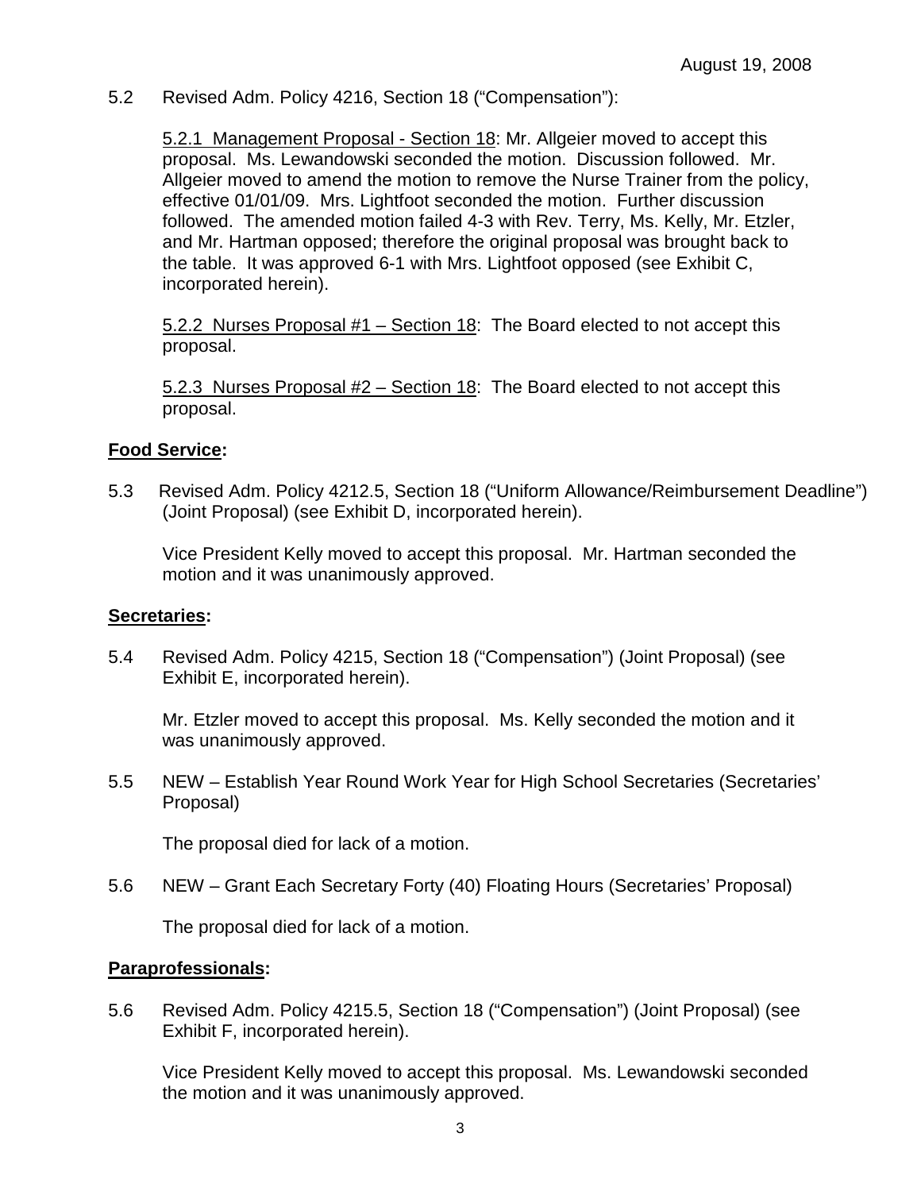August 19, 2008

5.2 Revised Adm. Policy 4216, Section 18 ("Compensation"):

<u>5.2.1 Management Proposal - Section 18</u>: Mr. Allgeier moved to accept this proposal. Ms. Lewandowski seconded the motion. Discussion followed. Mr. Allgeier moved to amend the motion to remove the Nurse Trainer from the policy, effective 01/01/09. Mrs. Lightfoot seconded the motion. Further discussion followed. The amended motion failed 4-3 with Rev. Terry, Ms. Kelly, Mr. Etzler, and Mr. Hartman opposed; therefore the original proposal was brought back to the table. It was approved 6-1 with Mrs. Lightfoot opposed (see Exhibit C, incorporated herein).

<u>5.2.2 Nurses Proposal #1 – Section 18</u>: The Board elected to not accept this proposal.

<u>5.2.3 Nurses Proposal #2 – Section 18</u>: The Board elected to not accept this proposal.

**<u>Food Service</u>:**

5.3 Revised Adm. Policy 4212.5, Section 18 ("Uniform Allowance/Reimbursement Deadline") (Joint Proposal) (see Exhibit D, incorporated herein).

Vice President Kelly moved to accept this proposal. Mr. Hartman seconded the motion and it was unanimously approved.

**<u>Secretaries</u>:**

5.4 Revised Adm. Policy 4215, Section 18 ("Compensation") (Joint Proposal) (see Exhibit E, incorporated herein).

Mr. Etzler moved to accept this proposal. Ms. Kelly seconded the motion and it was unanimously approved.

5.5 NEW – Establish Year Round Work Year for High School Secretaries (Secretaries' Proposal)

The proposal died for lack of a motion.

5.6 NEW – Grant Each Secretary Forty (40) Floating Hours (Secretaries' Proposal)

The proposal died for lack of a motion.

**<u>Paraprofessionals</u>:**

5.6 Revised Adm. Policy 4215.5, Section 18 ("Compensation") (Joint Proposal) (see Exhibit F, incorporated herein).

Vice President Kelly moved to accept this proposal. Ms. Lewandowski seconded the motion and it was unanimously approved.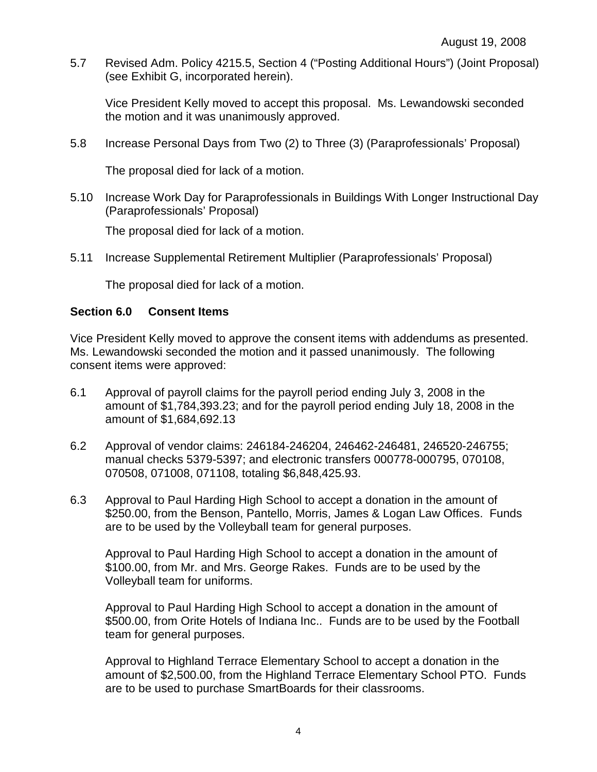5.7 Revised Adm. Policy 4215.5, Section 4 ("Posting Additional Hours") (Joint Proposal) (see Exhibit G, incorporated herein).

Vice President Kelly moved to accept this proposal. Ms. Lewandowski seconded the motion and it was unanimously approved.

5.8 Increase Personal Days from Two (2) to Three (3) (Paraprofessionals' Proposal)

The proposal died for lack of a motion.

5.10 Increase Work Day for Paraprofessionals in Buildings With Longer Instructional Day (Paraprofessionals' Proposal)

The proposal died for lack of a motion.

5.11 Increase Supplemental Retirement Multiplier (Paraprofessionals' Proposal)

The proposal died for lack of a motion.

### Section 6.0 Consent Items

Vice President Kelly moved to approve the consent items with addendums as presented. Ms. Lewandowski seconded the motion and it passed unanimously. The following consent items were approved:

6.1 Approval of payroll claims for the payroll period ending July 3, 2008 in the amount of $1,784,393.23; and for the payroll period ending July 18, 2008 in the amount of $1,684,692.13

6.2 Approval of vendor claims: 246184-246204, 246462-246481, 246520-246755; manual checks 5379-5397; and electronic transfers 000778-000795, 070108, 070508, 071008, 071108, totaling $6,848,425.93.

6.3 Approval to Paul Harding High School to accept a donation in the amount of $250.00, from the Benson, Pantello, Morris, James & Logan Law Offices. Funds are to be used by the Volleyball team for general purposes.

Approval to Paul Harding High School to accept a donation in the amount of $100.00, from Mr. and Mrs. George Rakes. Funds are to be used by the Volleyball team for uniforms.

Approval to Paul Harding High School to accept a donation in the amount of $500.00, from Orite Hotels of Indiana Inc.. Funds are to be used by the Football team for general purposes.

Approval to Highland Terrace Elementary School to accept a donation in the amount of $2,500.00, from the Highland Terrace Elementary School PTO. Funds are to be used to purchase SmartBoards for their classrooms.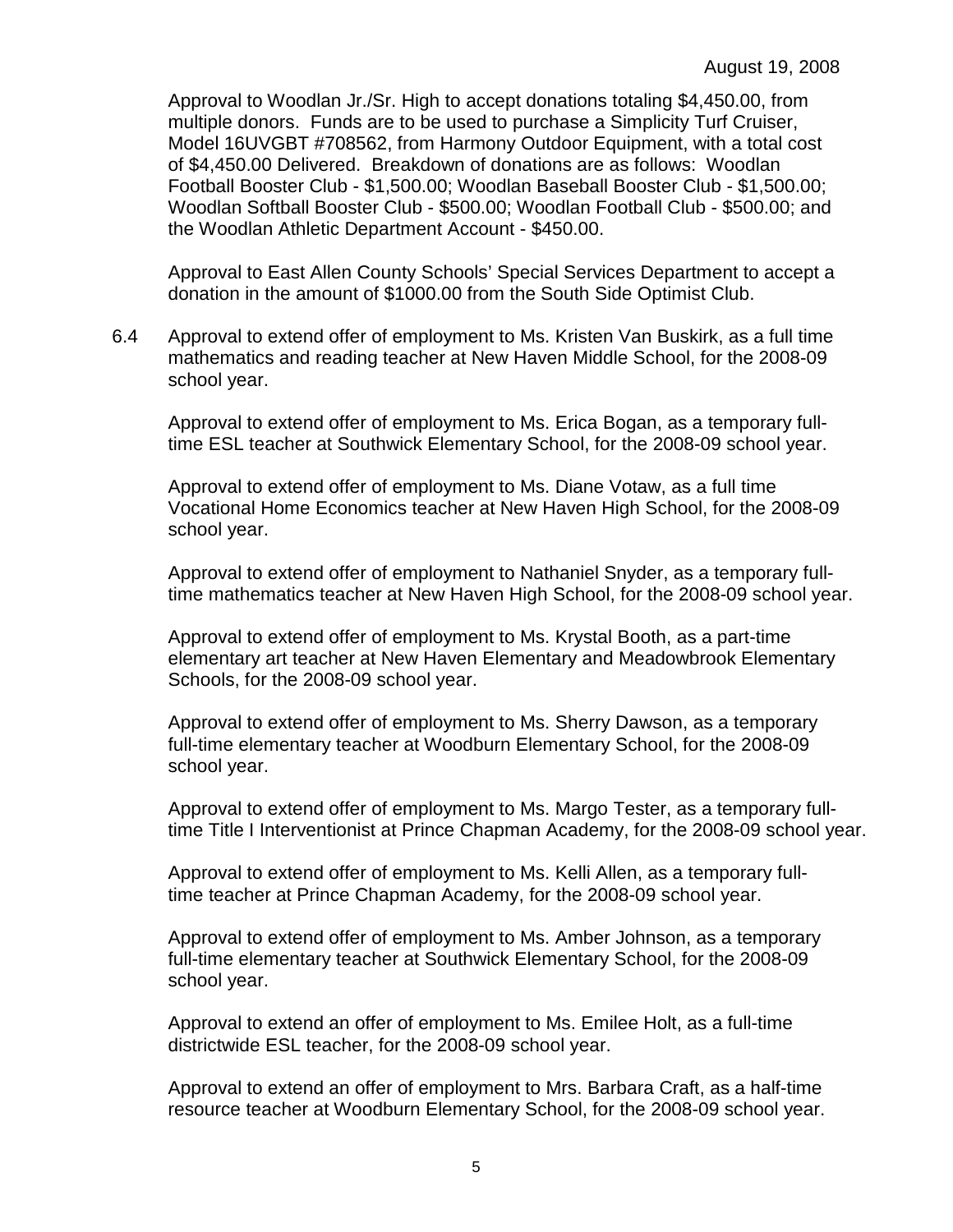Approval to Woodlan Jr./Sr. High to accept donations totaling $4,450.00, from multiple donors. Funds are to be used to purchase a Simplicity Turf Cruiser, Model 16UVGBT #708562, from Harmony Outdoor Equipment, with a total cost of $4,450.00 Delivered. Breakdown of donations are as follows: Woodlan Football Booster Club - $1,500.00; Woodlan Baseball Booster Club - $1,500.00; Woodlan Softball Booster Club - $500.00; Woodlan Football Club - $500.00; and the Woodlan Athletic Department Account - $450.00.

Approval to East Allen County Schools' Special Services Department to accept a donation in the amount of $1000.00 from the South Side Optimist Club.

6.4 Approval to extend offer of employment to Ms. Kristen Van Buskirk, as a full time mathematics and reading teacher at New Haven Middle School, for the 2008-09 school year.

Approval to extend offer of employment to Ms. Erica Bogan, as a temporary full-time ESL teacher at Southwick Elementary School, for the 2008-09 school year.

Approval to extend offer of employment to Ms. Diane Votaw, as a full time Vocational Home Economics teacher at New Haven High School, for the 2008-09 school year.

Approval to extend offer of employment to Nathaniel Snyder, as a temporary full-time mathematics teacher at New Haven High School, for the 2008-09 school year.

Approval to extend offer of employment to Ms. Krystal Booth, as a part-time elementary art teacher at New Haven Elementary and Meadowbrook Elementary Schools, for the 2008-09 school year.

Approval to extend offer of employment to Ms. Sherry Dawson, as a temporary full-time elementary teacher at Woodburn Elementary School, for the 2008-09 school year.

Approval to extend offer of employment to Ms. Margo Tester, as a temporary full-time Title I Interventionist at Prince Chapman Academy, for the 2008-09 school year.

Approval to extend offer of employment to Ms. Kelli Allen, as a temporary full-time teacher at Prince Chapman Academy, for the 2008-09 school year.

Approval to extend offer of employment to Ms. Amber Johnson, as a temporary full-time elementary teacher at Southwick Elementary School, for the 2008-09 school year.

Approval to extend an offer of employment to Ms. Emilee Holt, as a full-time districtwide ESL teacher, for the 2008-09 school year.

Approval to extend an offer of employment to Mrs. Barbara Craft, as a half-time resource teacher at Woodburn Elementary School, for the 2008-09 school year.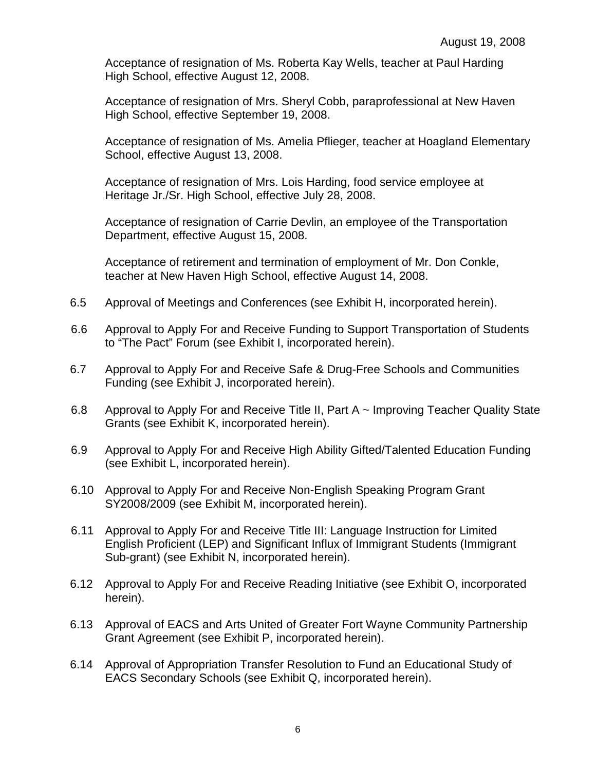Acceptance of resignation of Ms. Roberta Kay Wells, teacher at Paul Harding High School, effective August 12, 2008.

Acceptance of resignation of Mrs. Sheryl Cobb, paraprofessional at New Haven High School, effective September 19, 2008.

Acceptance of resignation of Ms. Amelia Pflieger, teacher at Hoagland Elementary School, effective August 13, 2008.

Acceptance of resignation of Mrs. Lois Harding, food service employee at Heritage Jr./Sr. High School, effective July 28, 2008.

Acceptance of resignation of Carrie Devlin, an employee of the Transportation Department, effective August 15, 2008.

Acceptance of retirement and termination of employment of Mr. Don Conkle, teacher at New Haven High School, effective August 14, 2008.

6.5 Approval of Meetings and Conferences (see Exhibit H, incorporated herein).

6.6 Approval to Apply For and Receive Funding to Support Transportation of Students to "The Pact" Forum (see Exhibit I, incorporated herein).

6.7 Approval to Apply For and Receive Safe & Drug-Free Schools and Communities Funding (see Exhibit J, incorporated herein).

6.8 Approval to Apply For and Receive Title II, Part A ~ Improving Teacher Quality State Grants (see Exhibit K, incorporated herein).

6.9 Approval to Apply For and Receive High Ability Gifted/Talented Education Funding (see Exhibit L, incorporated herein).

6.10 Approval to Apply For and Receive Non-English Speaking Program Grant SY2008/2009 (see Exhibit M, incorporated herein).

6.11 Approval to Apply For and Receive Title III: Language Instruction for Limited English Proficient (LEP) and Significant Influx of Immigrant Students (Immigrant Sub-grant) (see Exhibit N, incorporated herein).

6.12 Approval to Apply For and Receive Reading Initiative (see Exhibit O, incorporated herein).

6.13 Approval of EACS and Arts United of Greater Fort Wayne Community Partnership Grant Agreement (see Exhibit P, incorporated herein).

6.14 Approval of Appropriation Transfer Resolution to Fund an Educational Study of EACS Secondary Schools (see Exhibit Q, incorporated herein).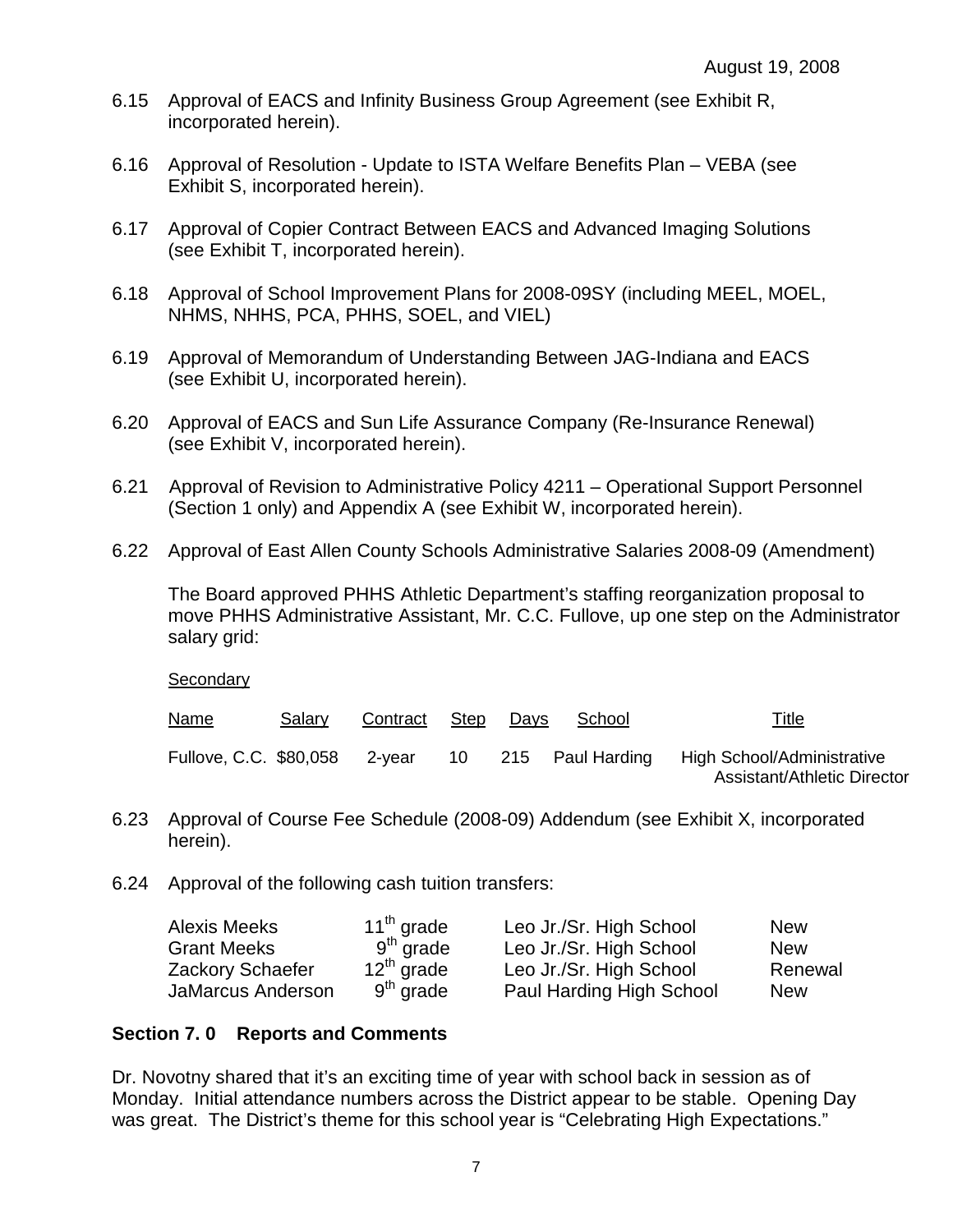August 19, 2008

6.15 Approval of EACS and Infinity Business Group Agreement (see Exhibit R, incorporated herein).

6.16 Approval of Resolution - Update to ISTA Welfare Benefits Plan – VEBA (see Exhibit S, incorporated herein).

6.17 Approval of Copier Contract Between EACS and Advanced Imaging Solutions (see Exhibit T, incorporated herein).

6.18 Approval of School Improvement Plans for 2008-09SY (including MEEL, MOEL, NHMS, NHHS, PCA, PHHS, SOEL, and VIEL)

6.19 Approval of Memorandum of Understanding Between JAG-Indiana and EACS (see Exhibit U, incorporated herein).

6.20 Approval of EACS and Sun Life Assurance Company (Re-Insurance Renewal) (see Exhibit V, incorporated herein).

6.21 Approval of Revision to Administrative Policy 4211 – Operational Support Personnel (Section 1 only) and Appendix A (see Exhibit W, incorporated herein).

6.22 Approval of East Allen County Schools Administrative Salaries 2008-09 (Amendment)

The Board approved PHHS Athletic Department's staffing reorganization proposal to move PHHS Administrative Assistant, Mr. C.C. Fullove, up one step on the Administrator salary grid:

Secondary

| Name | Salary | Contract | Step | Days | School | Title |
|---|---|---|---|---|---|---|
| Fullove, C.C. | $80,058 | 2-year | 10 | 215 | Paul Harding | High School/Administrative Assistant/Athletic Director |

6.23 Approval of Course Fee Schedule (2008-09) Addendum (see Exhibit X, incorporated herein).

6.24 Approval of the following cash tuition transfers:

| | | | |
|---|---|---|---|
| Alexis Meeks | 11th grade | Leo Jr./Sr. High School | New |
| Grant Meeks | 9th grade | Leo Jr./Sr. High School | New |
| Zackory Schaefer | 12th grade | Leo Jr./Sr. High School | Renewal |
| JaMarcus Anderson | 9th grade | Paul Harding High School | New |

## Section 7. 0 Reports and Comments

Dr. Novotny shared that it's an exciting time of year with school back in session as of Monday. Initial attendance numbers across the District appear to be stable. Opening Day was great. The District's theme for this school year is "Celebrating High Expectations."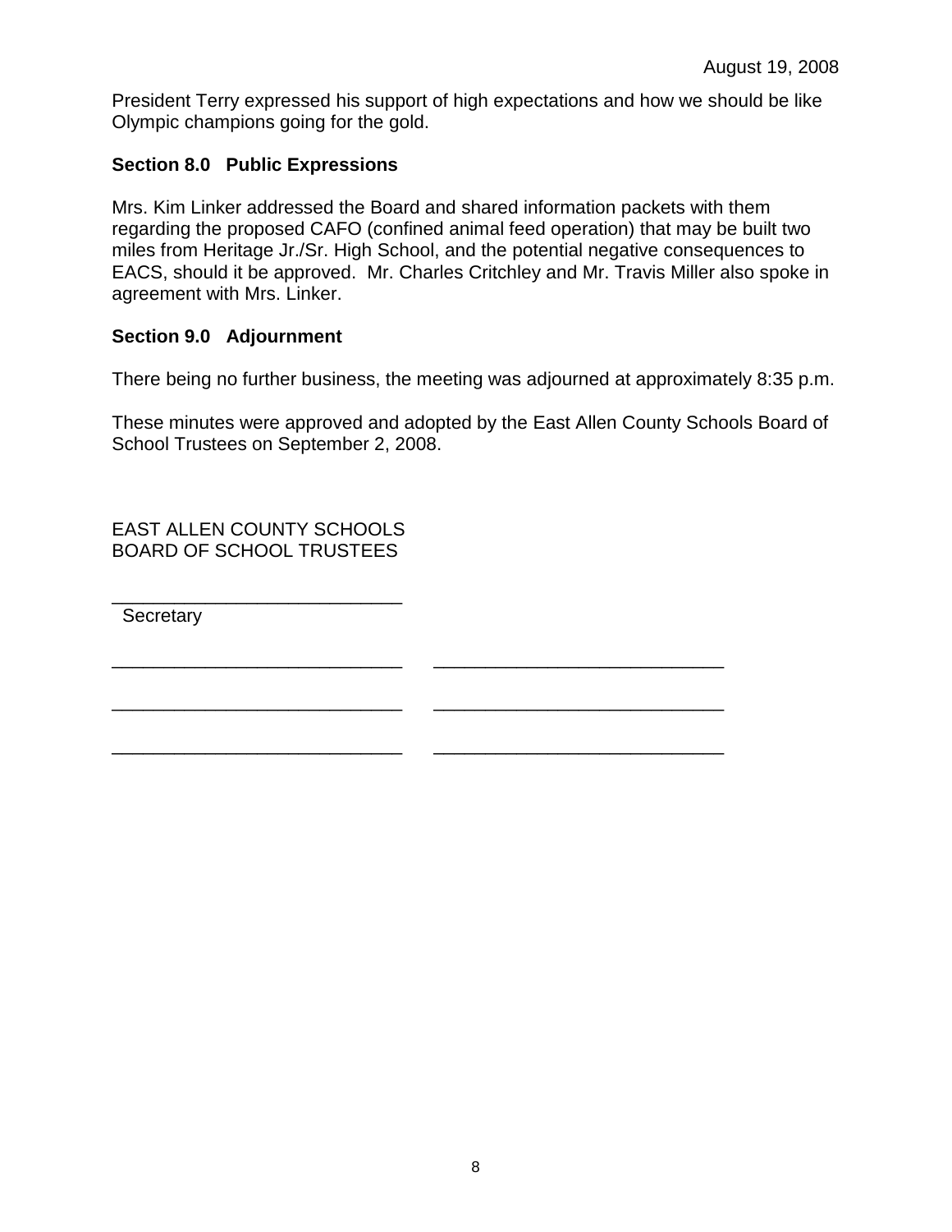August 19, 2008

President Terry expressed his support of high expectations and how we should be like Olympic champions going for the gold.

### Section 8.0 Public Expressions

Mrs. Kim Linker addressed the Board and shared information packets with them regarding the proposed CAFO (confined animal feed operation) that may be built two miles from Heritage Jr./Sr. High School, and the potential negative consequences to EACS, should it be approved. Mr. Charles Critchley and Mr. Travis Miller also spoke in agreement with Mrs. Linker.

### Section 9.0 Adjournment

There being no further business, the meeting was adjourned at approximately 8:35 p.m.

These minutes were approved and adopted by the East Allen County Schools Board of School Trustees on September 2, 2008.

EAST ALLEN COUNTY SCHOOLS
BOARD OF SCHOOL TRUSTEES

____________________________
Secretary

____________________________ ____________________________

____________________________ ____________________________

____________________________ ____________________________